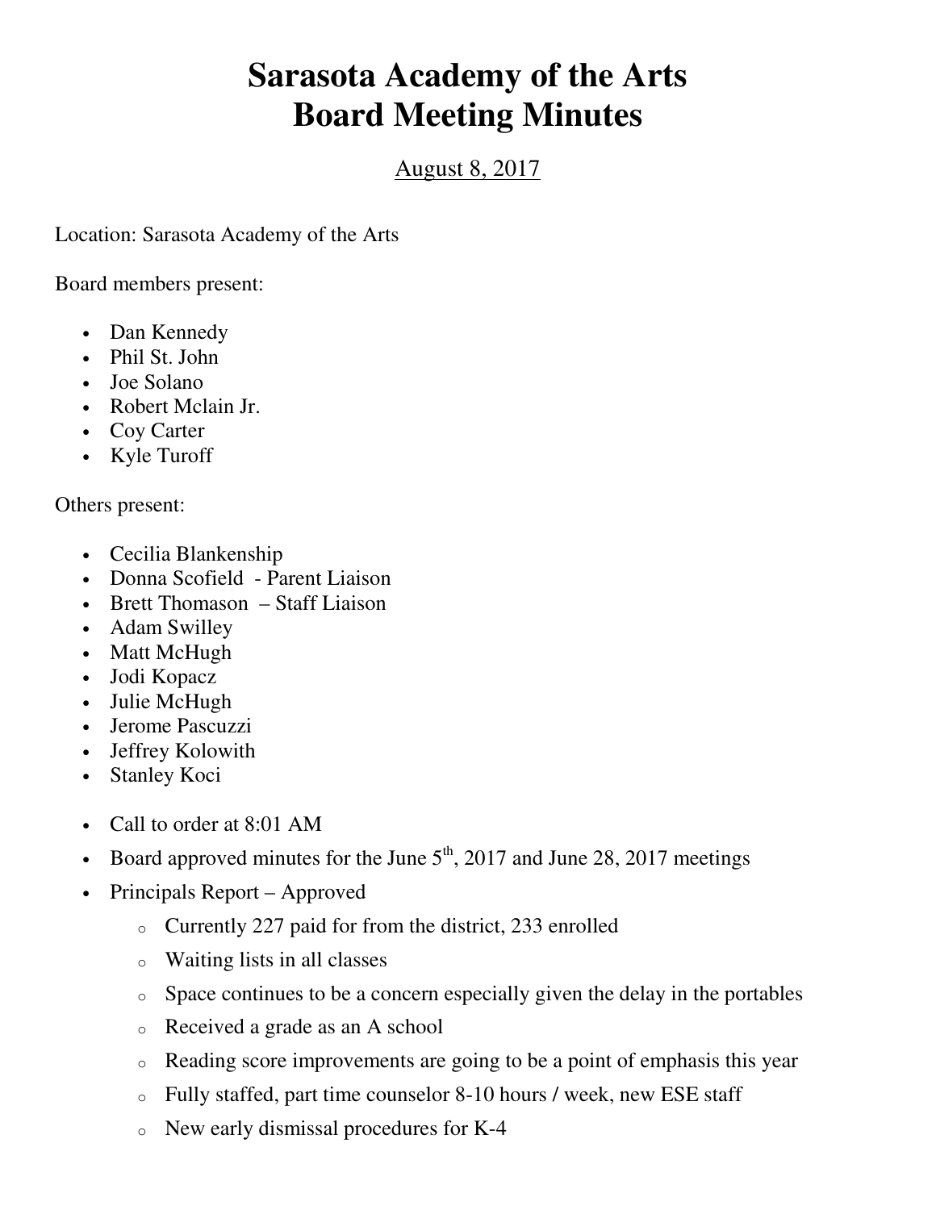# Sarasota Academy of the Arts
# Board Meeting Minutes

August 8, 2017

Location: Sarasota Academy of the Arts

Board members present:

- Dan Kennedy
- Phil St. John
- Joe Solano
- Robert Mclain Jr.
- Coy Carter
- Kyle Turoff

Others present:

- Cecilia Blankenship
- Donna Scofield - Parent Liaison
- Brett Thomason – Staff Liaison
- Adam Swilley
- Matt McHugh
- Jodi Kopacz
- Julie McHugh
- Jerome Pascuzzi
- Jeffrey Kolowith
- Stanley Koci

- Call to order at 8:01 AM
- Board approved minutes for the June 5th, 2017 and June 28, 2017 meetings
- Principals Report – Approved
  - Currently 227 paid for from the district, 233 enrolled
  - Waiting lists in all classes
  - Space continues to be a concern especially given the delay in the portables
  - Received a grade as an A school
  - Reading score improvements are going to be a point of emphasis this year
  - Fully staffed, part time counselor 8-10 hours / week, new ESE staff
  - New early dismissal procedures for K-4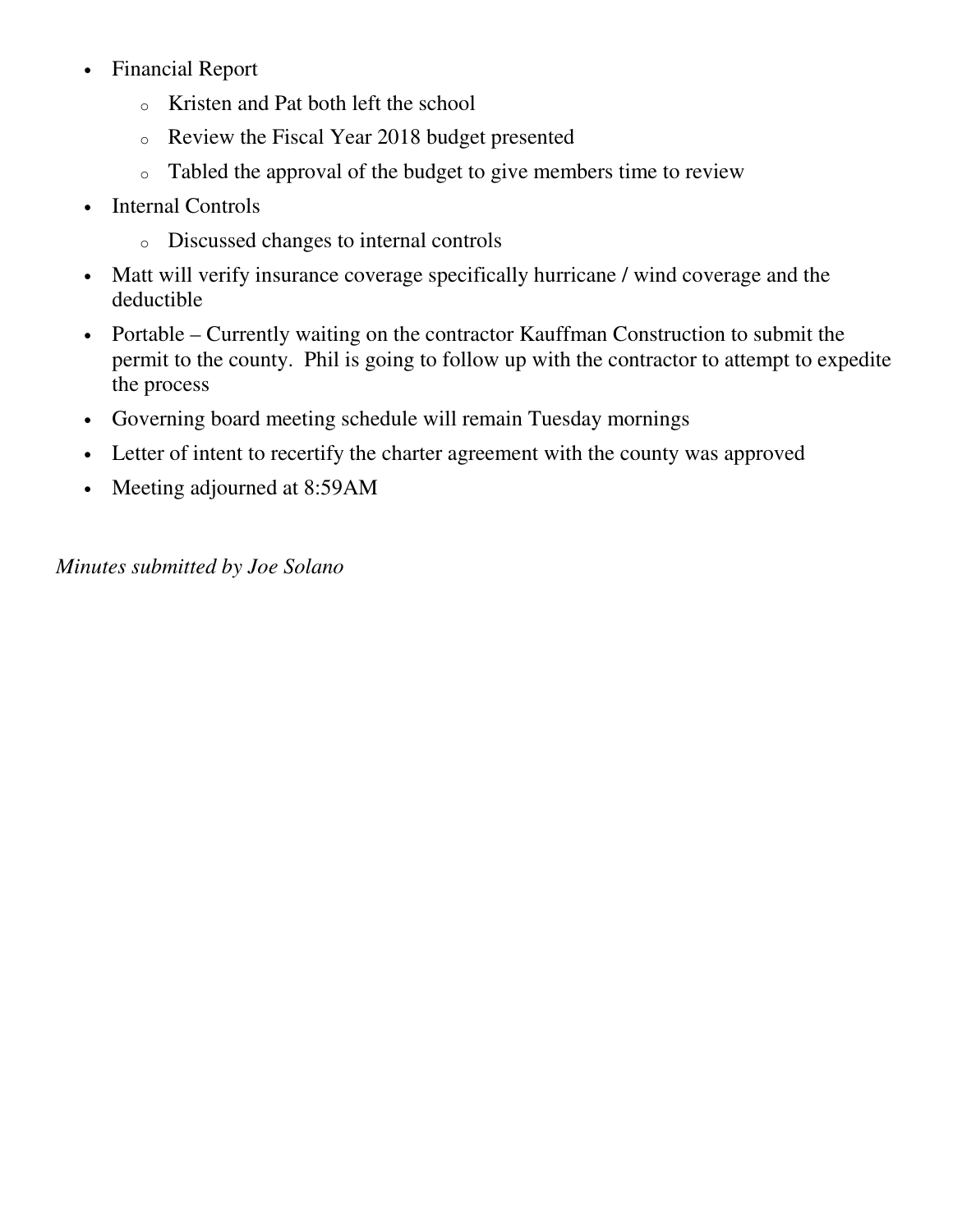- Financial Report
  - Kristen and Pat both left the school
  - Review the Fiscal Year 2018 budget presented
  - Tabled the approval of the budget to give members time to review
- Internal Controls
  - Discussed changes to internal controls
- Matt will verify insurance coverage specifically hurricane / wind coverage and the deductible
- Portable – Currently waiting on the contractor Kauffman Construction to submit the permit to the county. Phil is going to follow up with the contractor to attempt to expedite the process
- Governing board meeting schedule will remain Tuesday mornings
- Letter of intent to recertify the charter agreement with the county was approved
- Meeting adjourned at 8:59AM

*Minutes submitted by Joe Solano*